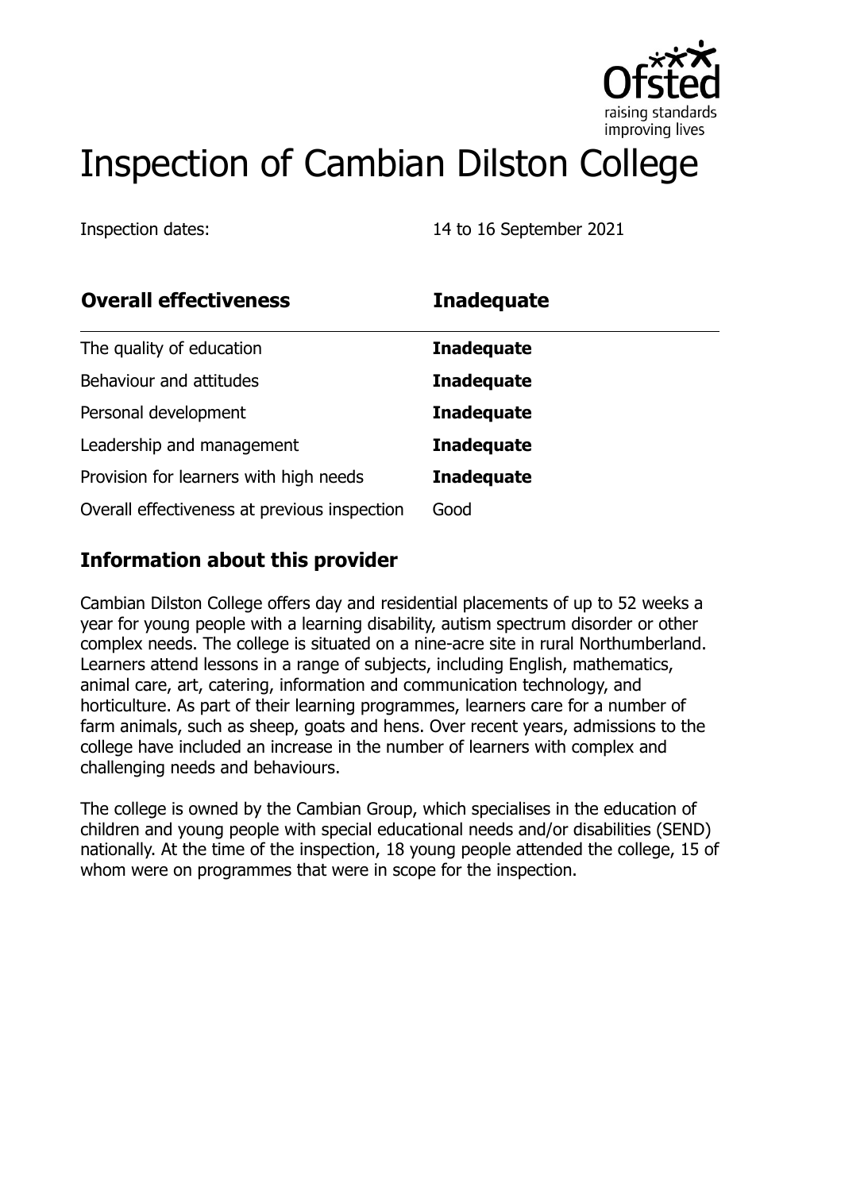# Inspection of Cambian Dilston College

Inspection dates: 14 to 16 September 2021

| **Overall effectiveness** | **Inadequate** |
|---|---|
| The quality of education | **Inadequate** |
| Behaviour and attitudes | **Inadequate** |
| Personal development | **Inadequate** |
| Leadership and management | **Inadequate** |
| Provision for learners with high needs | **Inadequate** |
| Overall effectiveness at previous inspection | Good |

## Information about this provider

Cambian Dilston College offers day and residential placements of up to 52 weeks a year for young people with a learning disability, autism spectrum disorder or other complex needs. The college is situated on a nine-acre site in rural Northumberland. Learners attend lessons in a range of subjects, including English, mathematics, animal care, art, catering, information and communication technology, and horticulture. As part of their learning programmes, learners care for a number of farm animals, such as sheep, goats and hens. Over recent years, admissions to the college have included an increase in the number of learners with complex and challenging needs and behaviours.

The college is owned by the Cambian Group, which specialises in the education of children and young people with special educational needs and/or disabilities (SEND) nationally. At the time of the inspection, 18 young people attended the college, 15 of whom were on programmes that were in scope for the inspection.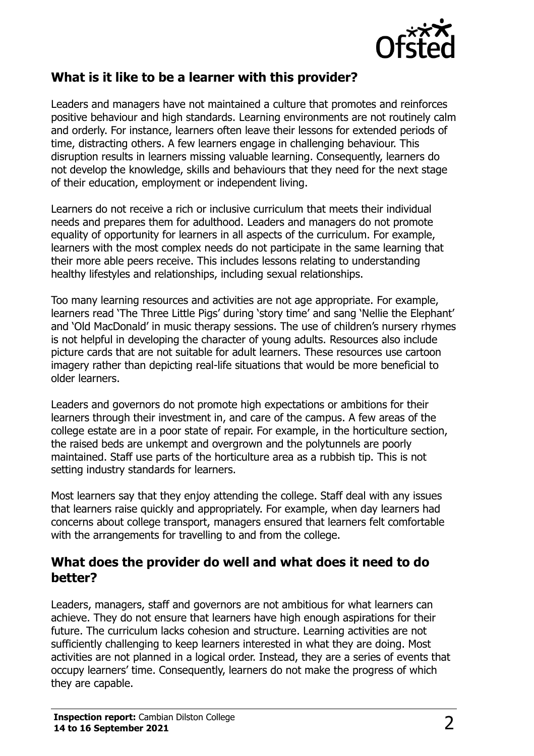## What is it like to be a learner with this provider?

Leaders and managers have not maintained a culture that promotes and reinforces positive behaviour and high standards. Learning environments are not routinely calm and orderly. For instance, learners often leave their lessons for extended periods of time, distracting others. A few learners engage in challenging behaviour. This disruption results in learners missing valuable learning. Consequently, learners do not develop the knowledge, skills and behaviours that they need for the next stage of their education, employment or independent living.

Learners do not receive a rich or inclusive curriculum that meets their individual needs and prepares them for adulthood. Leaders and managers do not promote equality of opportunity for learners in all aspects of the curriculum. For example, learners with the most complex needs do not participate in the same learning that their more able peers receive. This includes lessons relating to understanding healthy lifestyles and relationships, including sexual relationships.

Too many learning resources and activities are not age appropriate. For example, learners read 'The Three Little Pigs' during 'story time' and sang 'Nellie the Elephant' and 'Old MacDonald' in music therapy sessions. The use of children's nursery rhymes is not helpful in developing the character of young adults. Resources also include picture cards that are not suitable for adult learners. These resources use cartoon imagery rather than depicting real-life situations that would be more beneficial to older learners.

Leaders and governors do not promote high expectations or ambitions for their learners through their investment in, and care of the campus. A few areas of the college estate are in a poor state of repair. For example, in the horticulture section, the raised beds are unkempt and overgrown and the polytunnels are poorly maintained. Staff use parts of the horticulture area as a rubbish tip. This is not setting industry standards for learners.

Most learners say that they enjoy attending the college. Staff deal with any issues that learners raise quickly and appropriately. For example, when day learners had concerns about college transport, managers ensured that learners felt comfortable with the arrangements for travelling to and from the college.

## What does the provider do well and what does it need to do better?

Leaders, managers, staff and governors are not ambitious for what learners can achieve. They do not ensure that learners have high enough aspirations for their future. The curriculum lacks cohesion and structure. Learning activities are not sufficiently challenging to keep learners interested in what they are doing. Most activities are not planned in a logical order. Instead, they are a series of events that occupy learners' time. Consequently, learners do not make the progress of which they are capable.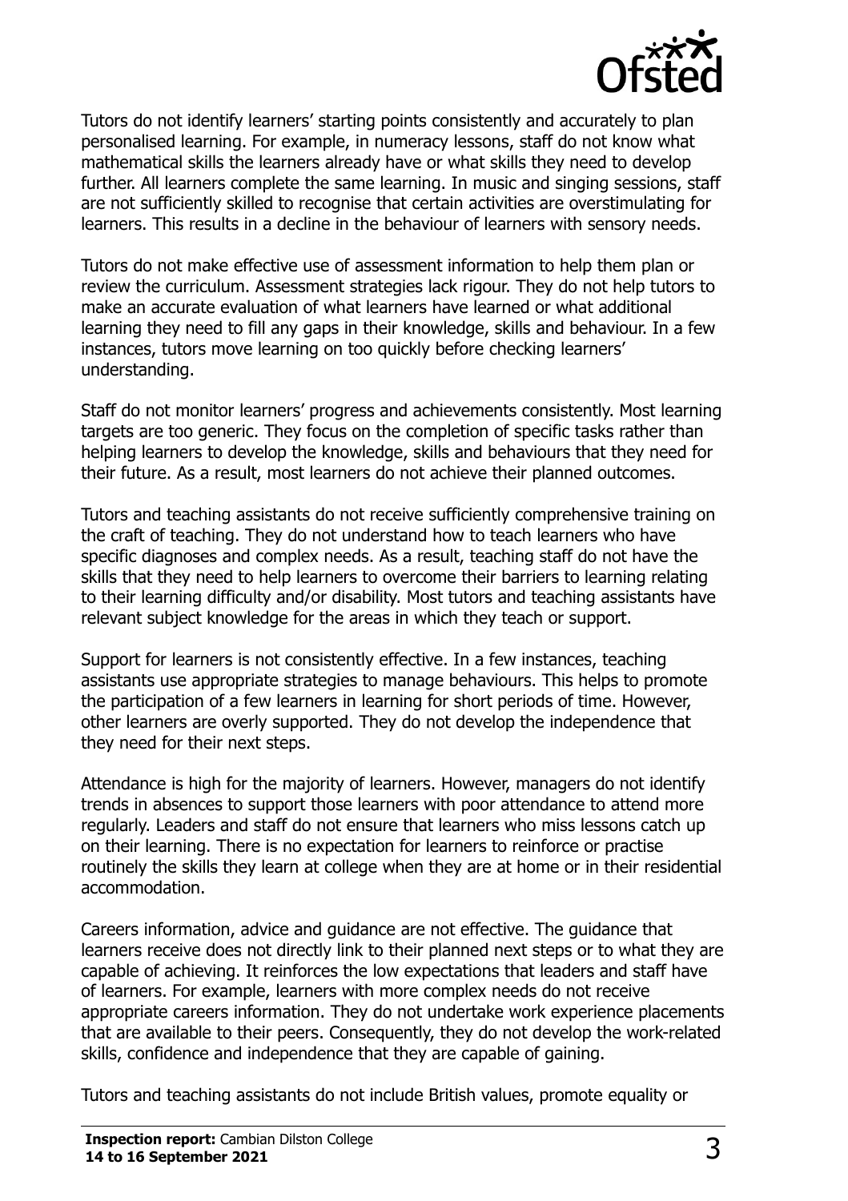Tutors do not identify learners' starting points consistently and accurately to plan personalised learning. For example, in numeracy lessons, staff do not know what mathematical skills the learners already have or what skills they need to develop further. All learners complete the same learning. In music and singing sessions, staff are not sufficiently skilled to recognise that certain activities are overstimulating for learners. This results in a decline in the behaviour of learners with sensory needs.

Tutors do not make effective use of assessment information to help them plan or review the curriculum. Assessment strategies lack rigour. They do not help tutors to make an accurate evaluation of what learners have learned or what additional learning they need to fill any gaps in their knowledge, skills and behaviour. In a few instances, tutors move learning on too quickly before checking learners' understanding.

Staff do not monitor learners' progress and achievements consistently. Most learning targets are too generic. They focus on the completion of specific tasks rather than helping learners to develop the knowledge, skills and behaviours that they need for their future. As a result, most learners do not achieve their planned outcomes.

Tutors and teaching assistants do not receive sufficiently comprehensive training on the craft of teaching. They do not understand how to teach learners who have specific diagnoses and complex needs. As a result, teaching staff do not have the skills that they need to help learners to overcome their barriers to learning relating to their learning difficulty and/or disability. Most tutors and teaching assistants have relevant subject knowledge for the areas in which they teach or support.

Support for learners is not consistently effective. In a few instances, teaching assistants use appropriate strategies to manage behaviours. This helps to promote the participation of a few learners in learning for short periods of time. However, other learners are overly supported. They do not develop the independence that they need for their next steps.

Attendance is high for the majority of learners. However, managers do not identify trends in absences to support those learners with poor attendance to attend more regularly. Leaders and staff do not ensure that learners who miss lessons catch up on their learning. There is no expectation for learners to reinforce or practise routinely the skills they learn at college when they are at home or in their residential accommodation.

Careers information, advice and guidance are not effective. The guidance that learners receive does not directly link to their planned next steps or to what they are capable of achieving. It reinforces the low expectations that leaders and staff have of learners. For example, learners with more complex needs do not receive appropriate careers information. They do not undertake work experience placements that are available to their peers. Consequently, they do not develop the work-related skills, confidence and independence that they are capable of gaining.

Tutors and teaching assistants do not include British values, promote equality or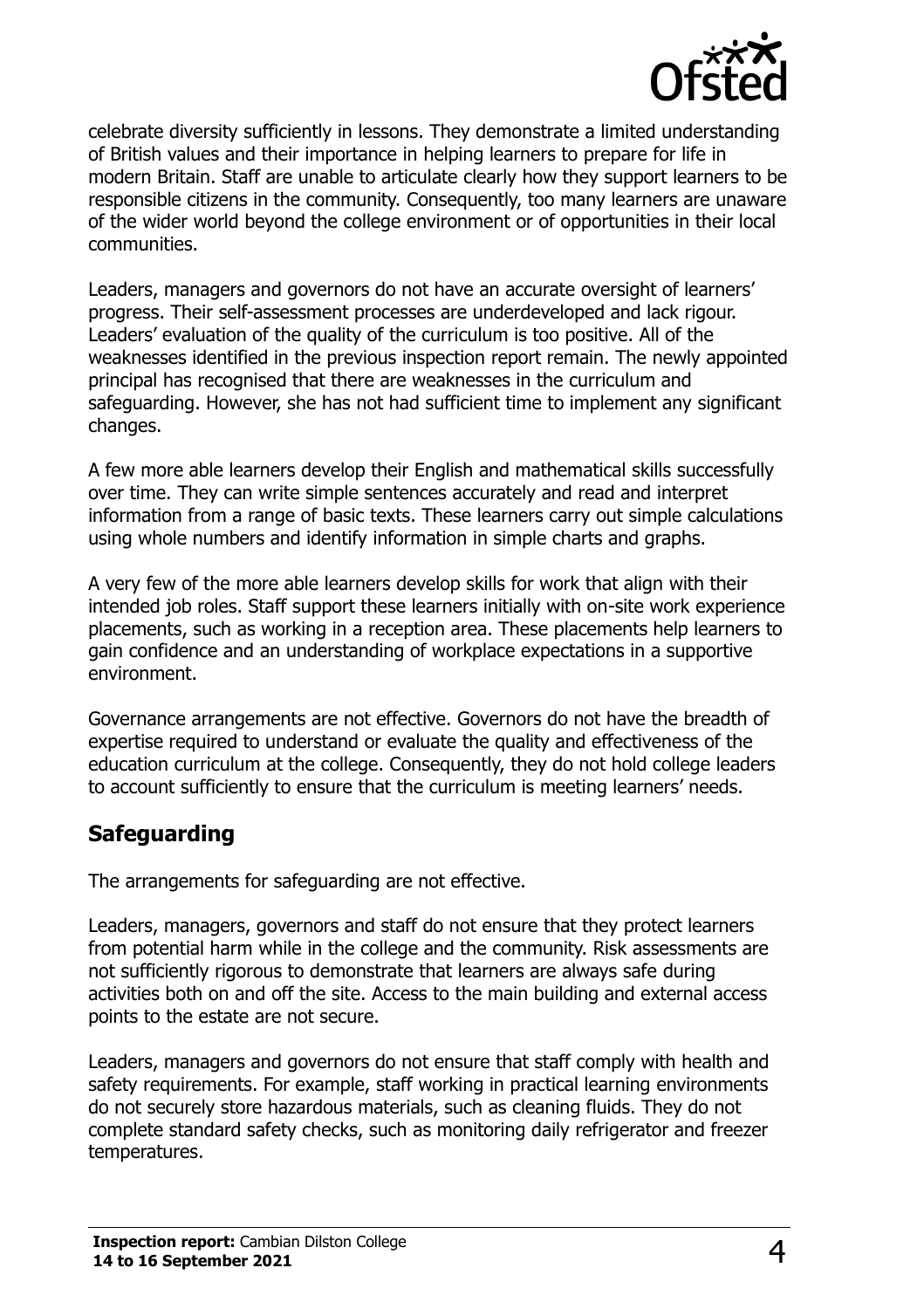celebrate diversity sufficiently in lessons. They demonstrate a limited understanding of British values and their importance in helping learners to prepare for life in modern Britain. Staff are unable to articulate clearly how they support learners to be responsible citizens in the community. Consequently, too many learners are unaware of the wider world beyond the college environment or of opportunities in their local communities.

Leaders, managers and governors do not have an accurate oversight of learners' progress. Their self-assessment processes are underdeveloped and lack rigour. Leaders' evaluation of the quality of the curriculum is too positive. All of the weaknesses identified in the previous inspection report remain. The newly appointed principal has recognised that there are weaknesses in the curriculum and safeguarding. However, she has not had sufficient time to implement any significant changes.

A few more able learners develop their English and mathematical skills successfully over time. They can write simple sentences accurately and read and interpret information from a range of basic texts. These learners carry out simple calculations using whole numbers and identify information in simple charts and graphs.

A very few of the more able learners develop skills for work that align with their intended job roles. Staff support these learners initially with on-site work experience placements, such as working in a reception area. These placements help learners to gain confidence and an understanding of workplace expectations in a supportive environment.

Governance arrangements are not effective. Governors do not have the breadth of expertise required to understand or evaluate the quality and effectiveness of the education curriculum at the college. Consequently, they do not hold college leaders to account sufficiently to ensure that the curriculum is meeting learners' needs.

## Safeguarding

The arrangements for safeguarding are not effective.

Leaders, managers, governors and staff do not ensure that they protect learners from potential harm while in the college and the community. Risk assessments are not sufficiently rigorous to demonstrate that learners are always safe during activities both on and off the site. Access to the main building and external access points to the estate are not secure.

Leaders, managers and governors do not ensure that staff comply with health and safety requirements. For example, staff working in practical learning environments do not securely store hazardous materials, such as cleaning fluids. They do not complete standard safety checks, such as monitoring daily refrigerator and freezer temperatures.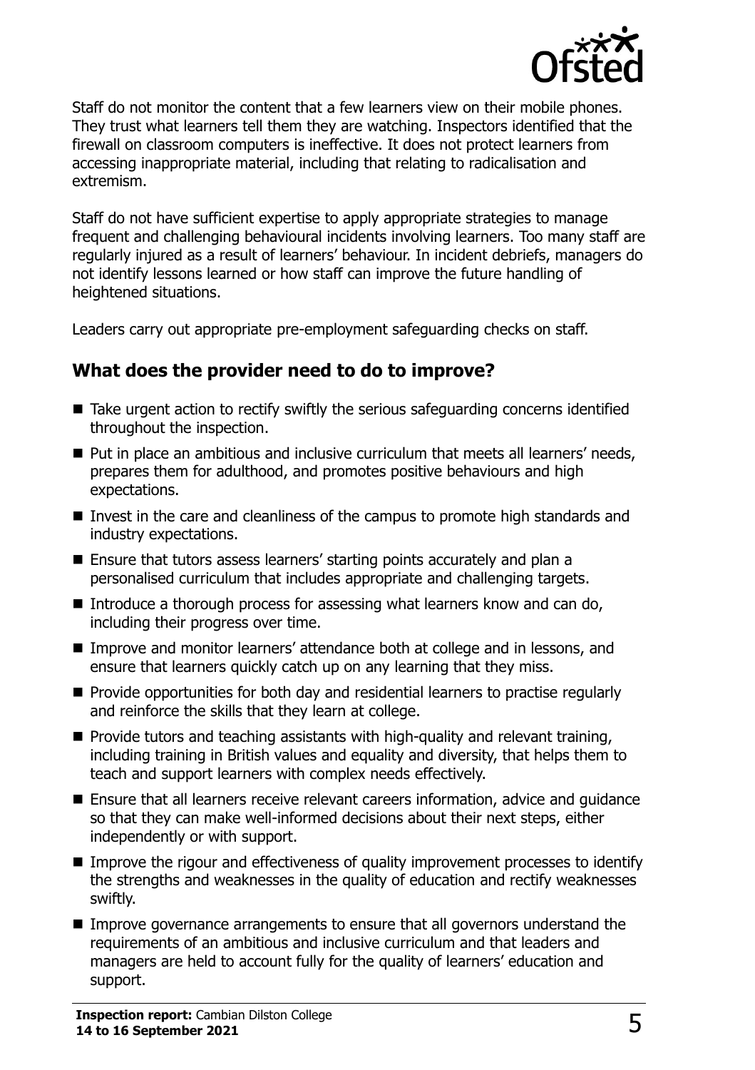Staff do not monitor the content that a few learners view on their mobile phones. They trust what learners tell them they are watching. Inspectors identified that the firewall on classroom computers is ineffective. It does not protect learners from accessing inappropriate material, including that relating to radicalisation and extremism.

Staff do not have sufficient expertise to apply appropriate strategies to manage frequent and challenging behavioural incidents involving learners. Too many staff are regularly injured as a result of learners' behaviour. In incident debriefs, managers do not identify lessons learned or how staff can improve the future handling of heightened situations.

Leaders carry out appropriate pre-employment safeguarding checks on staff.

## What does the provider need to do to improve?

- Take urgent action to rectify swiftly the serious safeguarding concerns identified throughout the inspection.
- Put in place an ambitious and inclusive curriculum that meets all learners' needs, prepares them for adulthood, and promotes positive behaviours and high expectations.
- Invest in the care and cleanliness of the campus to promote high standards and industry expectations.
- Ensure that tutors assess learners' starting points accurately and plan a personalised curriculum that includes appropriate and challenging targets.
- Introduce a thorough process for assessing what learners know and can do, including their progress over time.
- Improve and monitor learners' attendance both at college and in lessons, and ensure that learners quickly catch up on any learning that they miss.
- Provide opportunities for both day and residential learners to practise regularly and reinforce the skills that they learn at college.
- Provide tutors and teaching assistants with high-quality and relevant training, including training in British values and equality and diversity, that helps them to teach and support learners with complex needs effectively.
- Ensure that all learners receive relevant careers information, advice and guidance so that they can make well-informed decisions about their next steps, either independently or with support.
- Improve the rigour and effectiveness of quality improvement processes to identify the strengths and weaknesses in the quality of education and rectify weaknesses swiftly.
- Improve governance arrangements to ensure that all governors understand the requirements of an ambitious and inclusive curriculum and that leaders and managers are held to account fully for the quality of learners' education and support.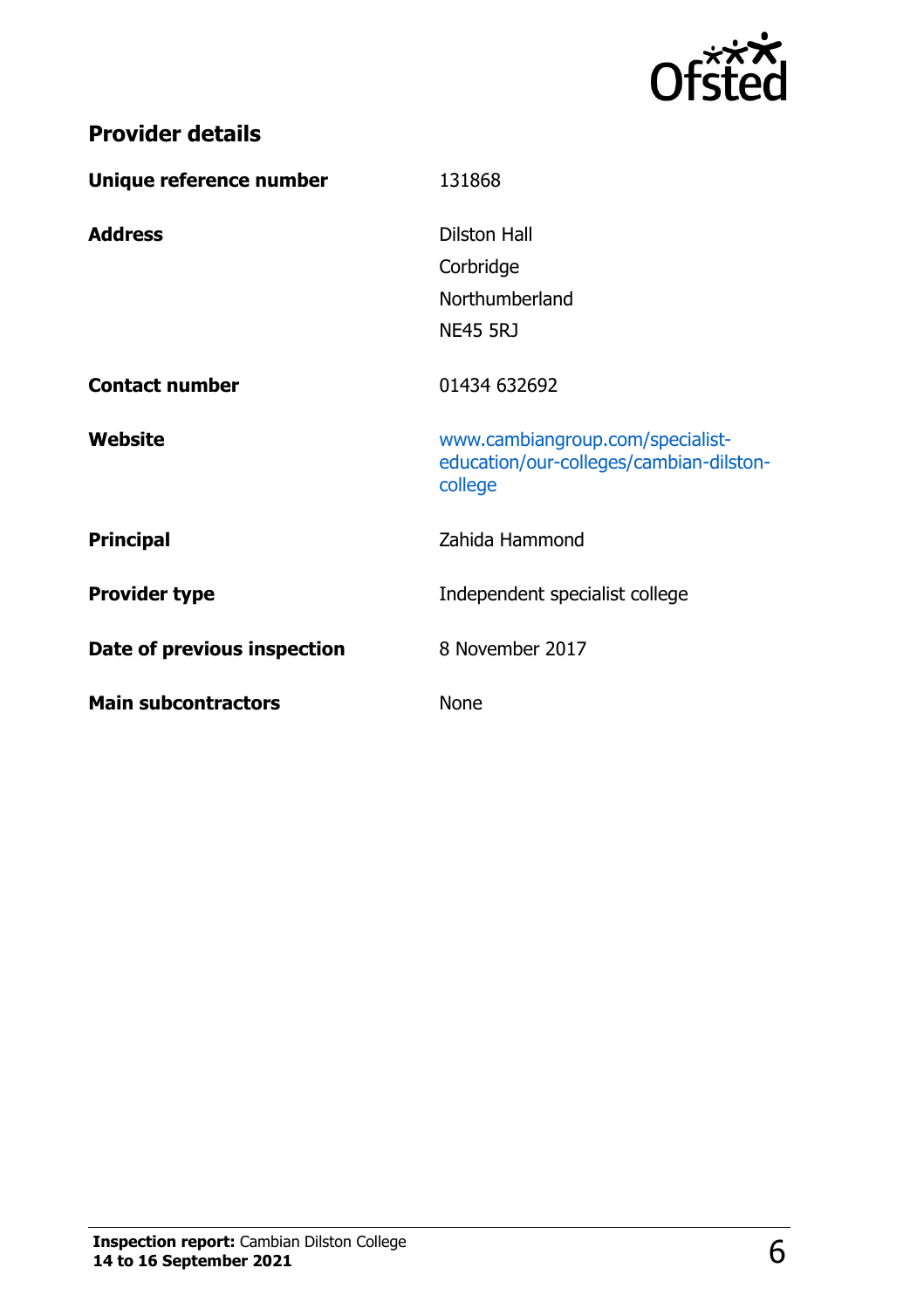## Provider details

| | |
|---|---|
| **Unique reference number** | 131868 |
| **Address** | Dilston Hall<br>Corbridge<br>Northumberland<br>NE45 5RJ |
| **Contact number** | 01434 632692 |
| **Website** | www.cambiangroup.com/specialist-education/our-colleges/cambian-dilston-college |
| **Principal** | Zahida Hammond |
| **Provider type** | Independent specialist college |
| **Date of previous inspection** | 8 November 2017 |
| **Main subcontractors** | None |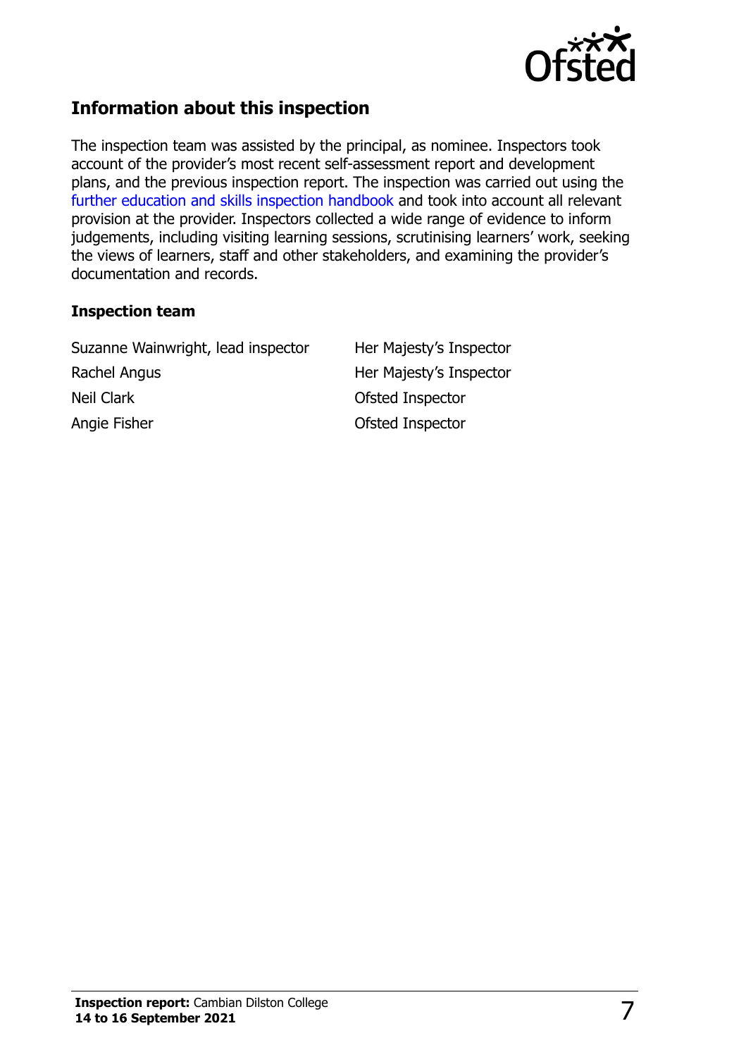## Information about this inspection

The inspection team was assisted by the principal, as nominee. Inspectors took account of the provider's most recent self-assessment report and development plans, and the previous inspection report. The inspection was carried out using the further education and skills inspection handbook and took into account all relevant provision at the provider. Inspectors collected a wide range of evidence to inform judgements, including visiting learning sessions, scrutinising learners' work, seeking the views of learners, staff and other stakeholders, and examining the provider's documentation and records.

### Inspection team

| | |
|---|---|
| Suzanne Wainwright, lead inspector | Her Majesty's Inspector |
| Rachel Angus | Her Majesty's Inspector |
| Neil Clark | Ofsted Inspector |
| Angie Fisher | Ofsted Inspector |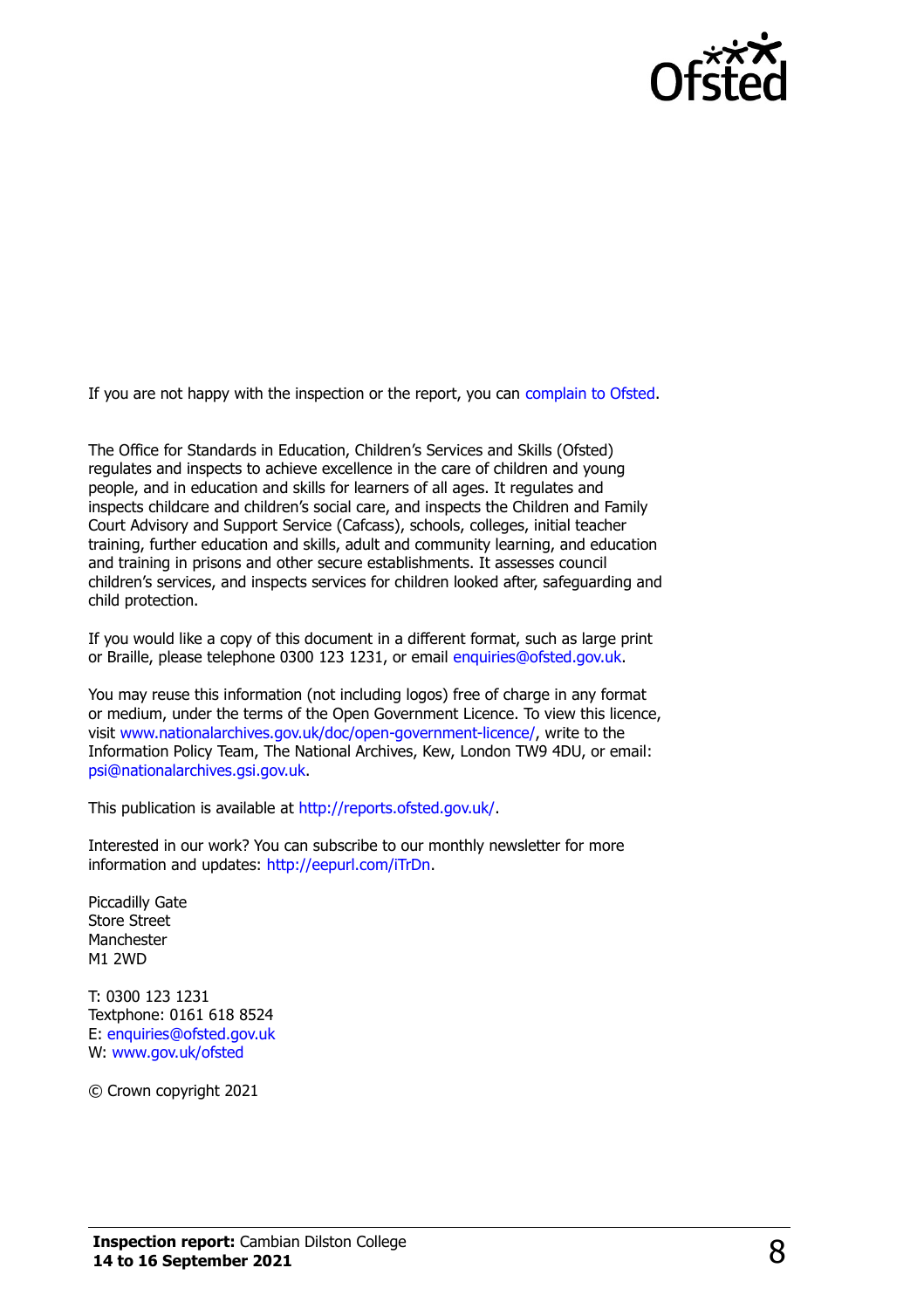If you are not happy with the inspection or the report, you can complain to Ofsted.

The Office for Standards in Education, Children's Services and Skills (Ofsted) regulates and inspects to achieve excellence in the care of children and young people, and in education and skills for learners of all ages. It regulates and inspects childcare and children's social care, and inspects the Children and Family Court Advisory and Support Service (Cafcass), schools, colleges, initial teacher training, further education and skills, adult and community learning, and education and training in prisons and other secure establishments. It assesses council children's services, and inspects services for children looked after, safeguarding and child protection.

If you would like a copy of this document in a different format, such as large print or Braille, please telephone 0300 123 1231, or email enquiries@ofsted.gov.uk.

You may reuse this information (not including logos) free of charge in any format or medium, under the terms of the Open Government Licence. To view this licence, visit www.nationalarchives.gov.uk/doc/open-government-licence/, write to the Information Policy Team, The National Archives, Kew, London TW9 4DU, or email: psi@nationalarchives.gsi.gov.uk.

This publication is available at http://reports.ofsted.gov.uk/.

Interested in our work? You can subscribe to our monthly newsletter for more information and updates: http://eepurl.com/iTrDn.

Piccadilly Gate
Store Street
Manchester
M1 2WD

T: 0300 123 1231
Textphone: 0161 618 8524
E: enquiries@ofsted.gov.uk
W: www.gov.uk/ofsted

© Crown copyright 2021